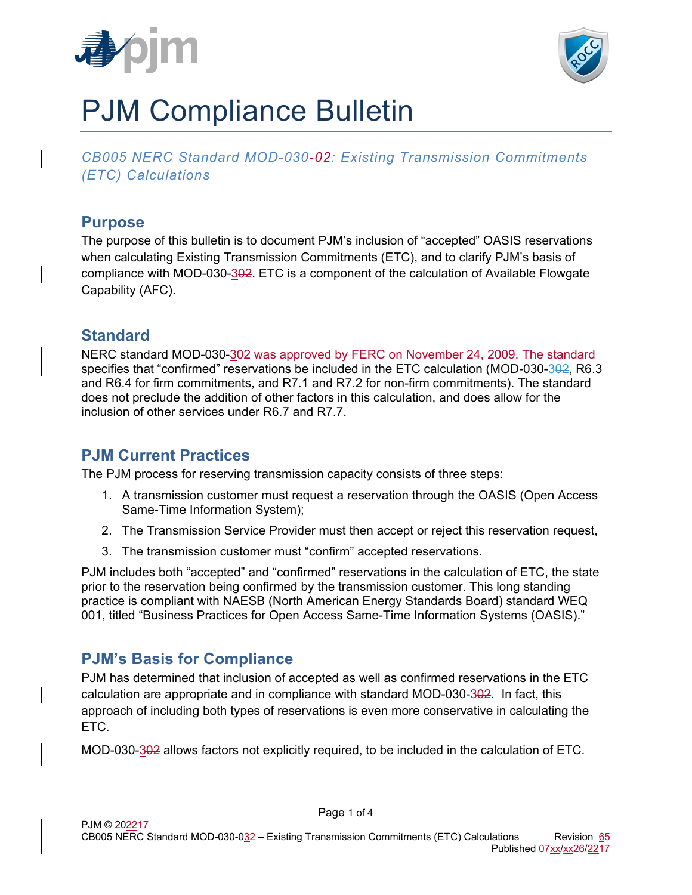# PJM Compliance Bulletin

*CB005 NERC Standard MOD-030-02: Existing Transmission Commitments (ETC) Calculations*

## Purpose

The purpose of this bulletin is to document PJM's inclusion of "accepted" OASIS reservations when calculating Existing Transmission Commitments (ETC), and to clarify PJM's basis of compliance with MOD-030-302. ETC is a component of the calculation of Available Flowgate Capability (AFC).

## Standard

NERC standard MOD-030-302 was approved by FERC on November 24, 2009. The standard specifies that "confirmed" reservations be included in the ETC calculation (MOD-030-302, R6.3 and R6.4 for firm commitments, and R7.1 and R7.2 for non-firm commitments). The standard does not preclude the addition of other factors in this calculation, and does allow for the inclusion of other services under R6.7 and R7.7.

## PJM Current Practices

The PJM process for reserving transmission capacity consists of three steps:

1. A transmission customer must request a reservation through the OASIS (Open Access Same-Time Information System);
2. The Transmission Service Provider must then accept or reject this reservation request,
3. The transmission customer must "confirm" accepted reservations.

PJM includes both "accepted" and "confirmed" reservations in the calculation of ETC, the state prior to the reservation being confirmed by the transmission customer. This long standing practice is compliant with NAESB (North American Energy Standards Board) standard WEQ 001, titled "Business Practices for Open Access Same-Time Information Systems (OASIS)."

## PJM's Basis for Compliance

PJM has determined that inclusion of accepted as well as confirmed reservations in the ETC calculation are appropriate and in compliance with standard MOD-030-302. In fact, this approach of including both types of reservations is even more conservative in calculating the ETC.

MOD-030-302 allows factors not explicitly required, to be included in the calculation of ETC.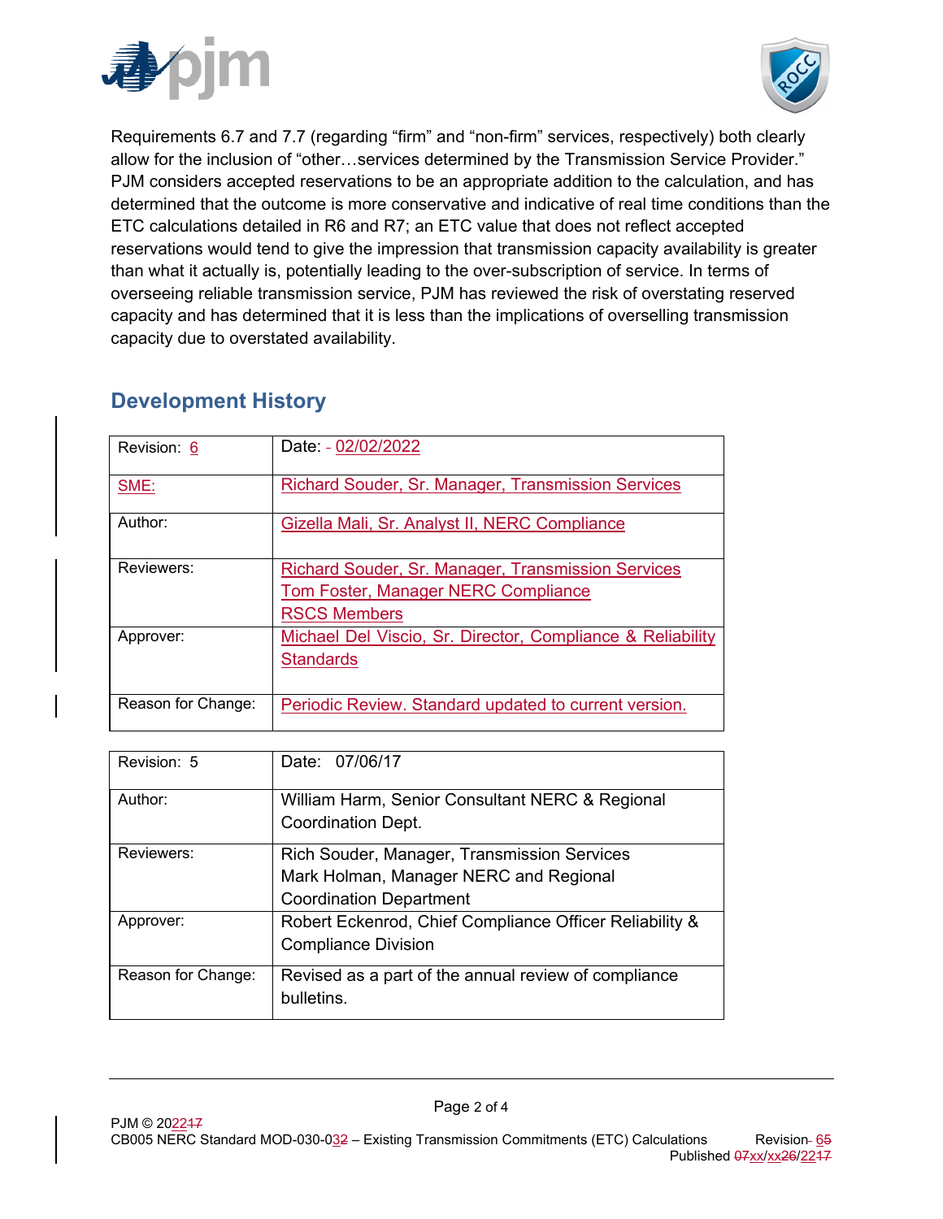Requirements 6.7 and 7.7 (regarding “firm” and “non-firm” services, respectively) both clearly allow for the inclusion of “other…services determined by the Transmission Service Provider.” PJM considers accepted reservations to be an appropriate addition to the calculation, and has determined that the outcome is more conservative and indicative of real time conditions than the ETC calculations detailed in R6 and R7; an ETC value that does not reflect accepted reservations would tend to give the impression that transmission capacity availability is greater than what it actually is, potentially leading to the over-subscription of service. In terms of overseeing reliable transmission service, PJM has reviewed the risk of overstating reserved capacity and has determined that it is less than the implications of overselling transmission capacity due to overstated availability.

## Development History

| Revision: 6 | Date: 02/02/2022 |
|---|---|
| SME: | Richard Souder, Sr. Manager, Transmission Services |
| Author: | Gizella Mali, Sr. Analyst II, NERC Compliance |
| Reviewers: | Richard Souder, Sr. Manager, Transmission Services<br>Tom Foster, Manager NERC Compliance<br>RSCS Members |
| Approver: | Michael Del Viscio, Sr. Director, Compliance & Reliability Standards |
| Reason for Change: | Periodic Review. Standard updated to current version. |

| Revision: 5 | Date: 07/06/17 |
|---|---|
| Author: | William Harm, Senior Consultant NERC & Regional Coordination Dept. |
| Reviewers: | Rich Souder, Manager, Transmission Services<br>Mark Holman, Manager NERC and Regional Coordination Department |
| Approver: | Robert Eckenrod, Chief Compliance Officer Reliability & Compliance Division |
| Reason for Change: | Revised as a part of the annual review of compliance bulletins. |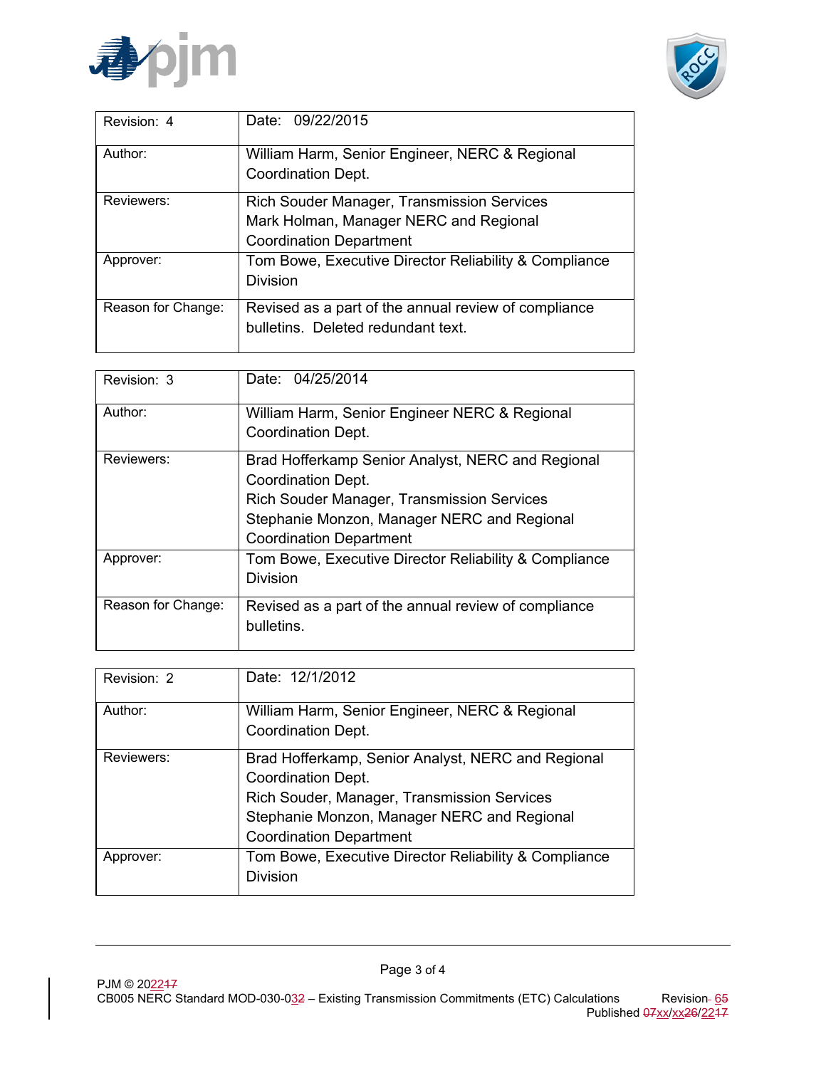| Revision: 4 | Date: 09/22/2015 |
| --- | --- |
| Author: | William Harm, Senior Engineer, NERC & Regional Coordination Dept. |
| Reviewers: | Rich Souder Manager, Transmission Services<br>Mark Holman, Manager NERC and Regional Coordination Department |
| Approver: | Tom Bowe, Executive Director Reliability & Compliance Division |
| Reason for Change: | Revised as a part of the annual review of compliance bulletins. Deleted redundant text. |

| Revision: 3 | Date: 04/25/2014 |
| --- | --- |
| Author: | William Harm, Senior Engineer NERC & Regional Coordination Dept. |
| Reviewers: | Brad Hofferkamp Senior Analyst, NERC and Regional Coordination Dept.<br>Rich Souder Manager, Transmission Services<br>Stephanie Monzon, Manager NERC and Regional Coordination Department |
| Approver: | Tom Bowe, Executive Director Reliability & Compliance Division |
| Reason for Change: | Revised as a part of the annual review of compliance bulletins. |

| Revision: 2 | Date: 12/1/2012 |
| --- | --- |
| Author: | William Harm, Senior Engineer, NERC & Regional Coordination Dept. |
| Reviewers: | Brad Hofferkamp, Senior Analyst, NERC and Regional Coordination Dept.<br>Rich Souder, Manager, Transmission Services<br>Stephanie Monzon, Manager NERC and Regional Coordination Department |
| Approver: | Tom Bowe, Executive Director Reliability & Compliance Division |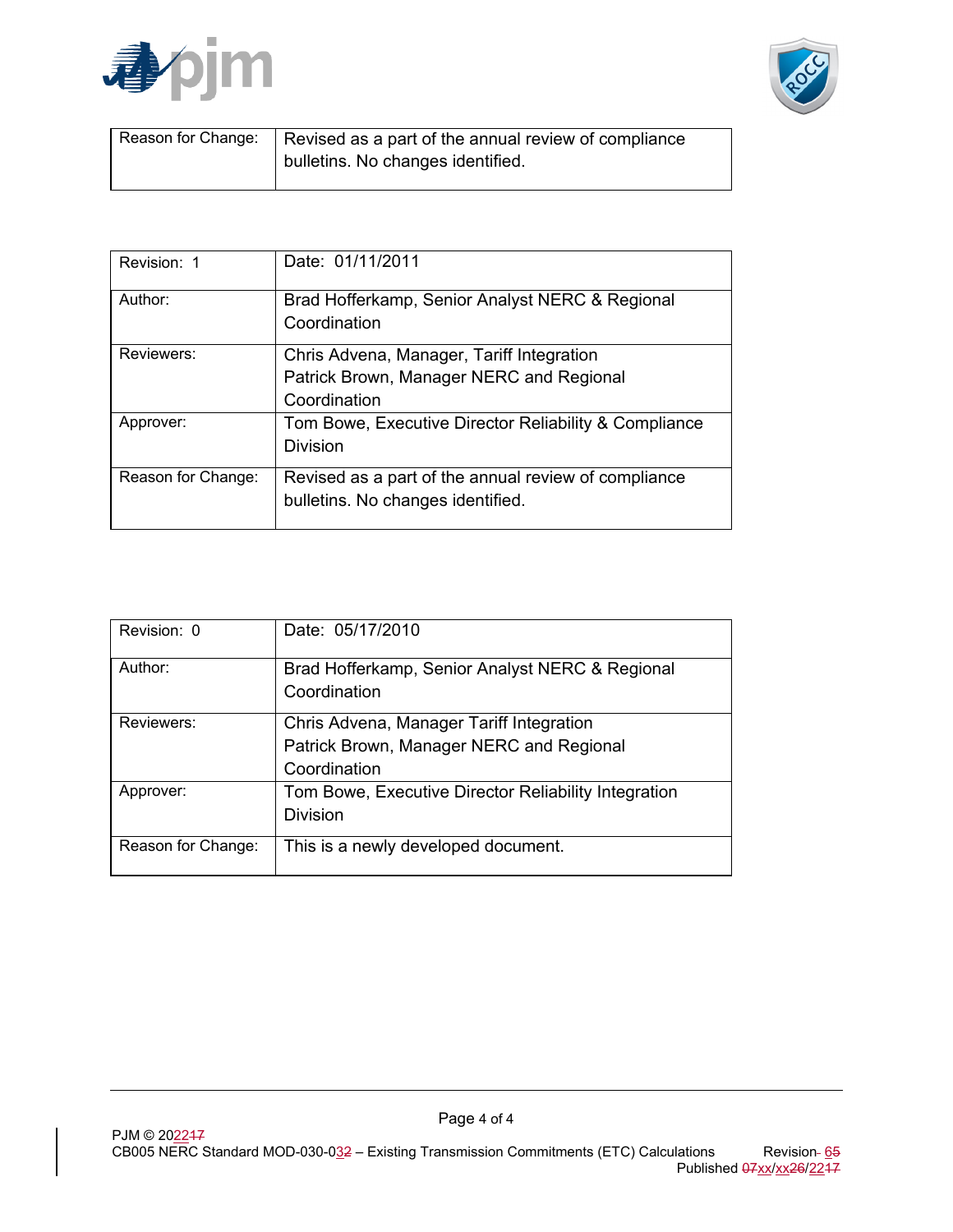| | |
|---|---|
| Reason for Change: | Revised as a part of the annual review of compliance bulletins. No changes identified. |

| Revision: 1 | Date: 01/11/2011 |
|---|---|
| Author: | Brad Hofferkamp, Senior Analyst NERC & Regional Coordination |
| Reviewers: | Chris Advena, Manager, Tariff Integration<br>Patrick Brown, Manager NERC and Regional Coordination |
| Approver: | Tom Bowe, Executive Director Reliability & Compliance Division |
| Reason for Change: | Revised as a part of the annual review of compliance bulletins. No changes identified. |

| Revision: 0 | Date: 05/17/2010 |
|---|---|
| Author: | Brad Hofferkamp, Senior Analyst NERC & Regional Coordination |
| Reviewers: | Chris Advena, Manager Tariff Integration<br>Patrick Brown, Manager NERC and Regional Coordination |
| Approver: | Tom Bowe, Executive Director Reliability Integration Division |
| Reason for Change: | This is a newly developed document. |